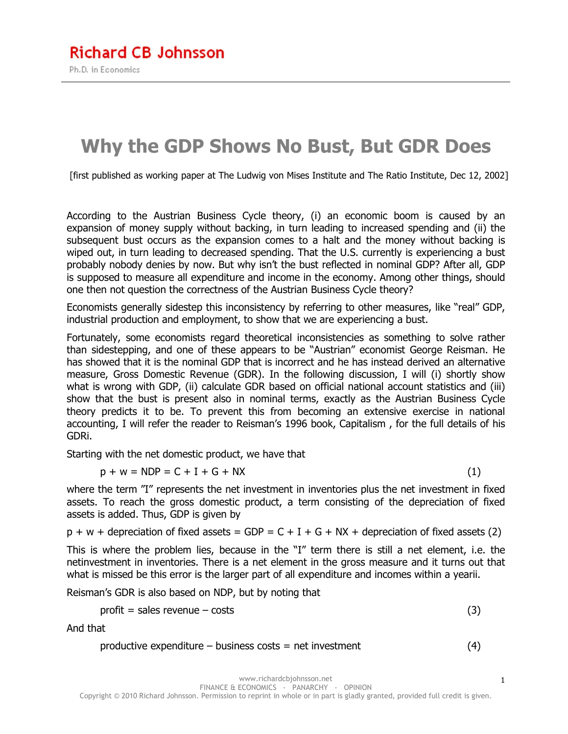# Richard CB Johnsson

Ph.D. in Economics

# Why the GDP Shows No Bust, But GDR Does

[first published as working paper at The Ludwig von Mises Institute and The Ratio Institute, Dec 12, 2002]

According to the Austrian Business Cycle theory, (i) an economic boom is caused by an expansion of money supply without backing, in turn leading to increased spending and (ii) the subsequent bust occurs as the expansion comes to a halt and the money without backing is wiped out, in turn leading to decreased spending. That the U.S. currently is experiencing a bust probably nobody denies by now. But why isn't the bust reflected in nominal GDP? After all, GDP is supposed to measure all expenditure and income in the economy. Among other things, should one then not question the correctness of the Austrian Business Cycle theory?

Economists generally sidestep this inconsistency by referring to other measures, like "real" GDP, industrial production and employment, to show that we are experiencing a bust.

Fortunately, some economists regard theoretical inconsistencies as something to solve rather than sidestepping, and one of these appears to be "Austrian" economist George Reisman. He has showed that it is the nominal GDP that is incorrect and he has instead derived an alternative measure, Gross Domestic Revenue (GDR). In the following discussion, I will (i) shortly show what is wrong with GDP, (ii) calculate GDR based on official national account statistics and (iii) show that the bust is present also in nominal terms, exactly as the Austrian Business Cycle theory predicts it to be. To prevent this from becoming an extensive exercise in national accounting, I will refer the reader to Reisman's 1996 book, Capitalism , for the full details of his GDR[i].

Starting with the net domestic product, we have that

$$p + w = NDP = C + I + G + NX \qquad (1)$$

where the term "I" represents the net investment in inventories plus the net investment in fixed assets. To reach the gross domestic product, a term consisting of the depreciation of fixed assets is added. Thus, GDP is given by

$$p + w + \text{depreciation of fixed assets} = GDP = C + I + G + NX + \text{depreciation of fixed assets} \qquad (2)$$

This is where the problem lies, because in the "I" term there is still a net element, i.e. the netinvestment in inventories. There is a net element in the gross measure and it turns out that what is missed be this error is the larger part of all expenditure and incomes within a year[ii].

Reisman's GDR is also based on NDP, but by noting that

$$\text{profit} = \text{sales revenue} - \text{costs} \qquad (3)$$

And that

$$\text{productive expenditure} - \text{business costs} = \text{net investment} \qquad (4)$$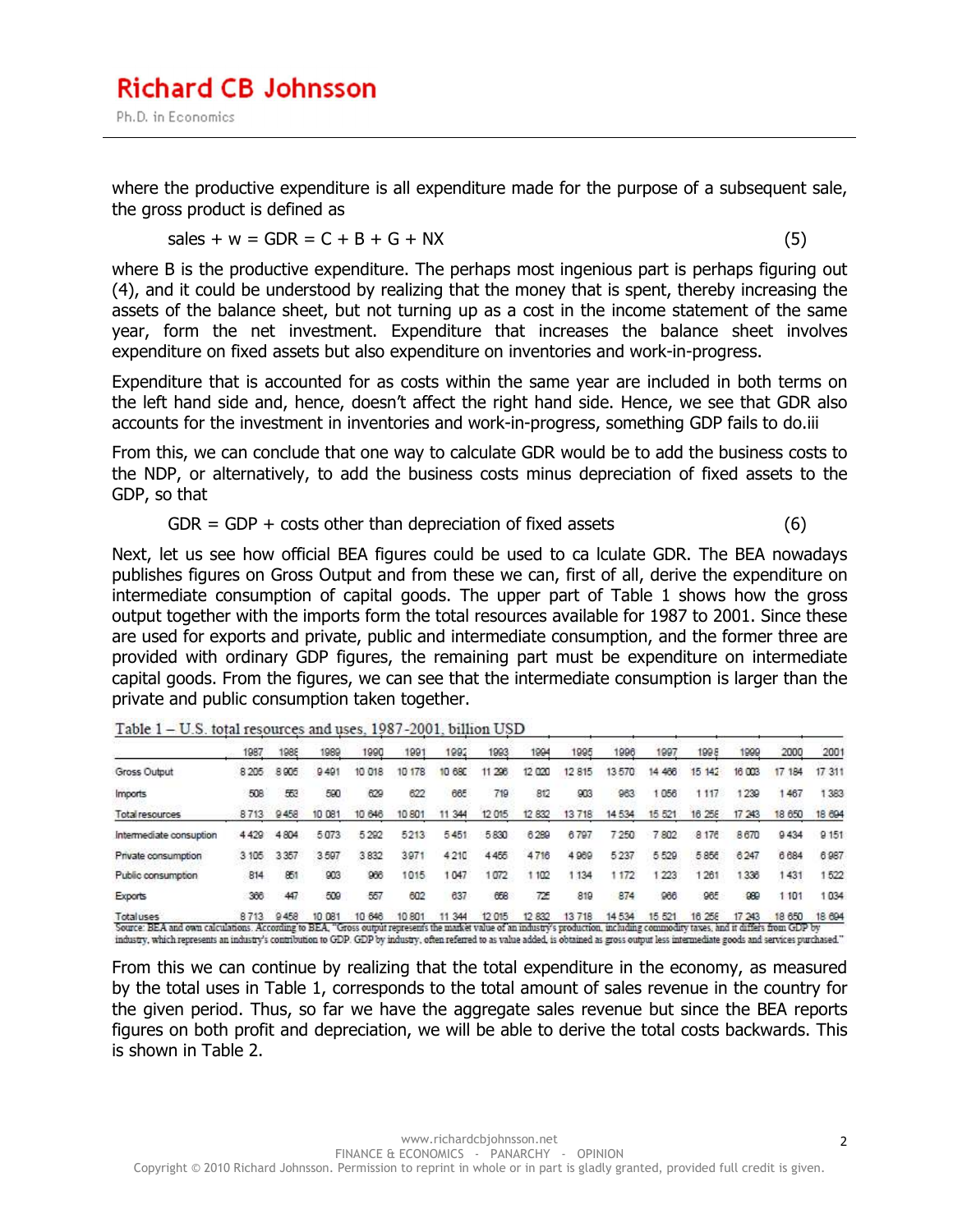where the productive expenditure is all expenditure made for the purpose of a subsequent sale, the gross product is defined as

$$\text{sales} + w = GDR = C + B + G + NX \tag{5}$$

where B is the productive expenditure. The perhaps most ingenious part is perhaps figuring out (4), and it could be understood by realizing that the money that is spent, thereby increasing the assets of the balance sheet, but not turning up as a cost in the income statement of the same year, form the net investment. Expenditure that increases the balance sheet involves expenditure on fixed assets but also expenditure on inventories and work-in-progress.

Expenditure that is accounted for as costs within the same year are included in both terms on the left hand side and, hence, doesn't affect the right hand side. Hence, we see that GDR also accounts for the investment in inventories and work-in-progress, something GDP fails to do.iii

From this, we can conclude that one way to calculate GDR would be to add the business costs to the NDP, or alternatively, to add the business costs minus depreciation of fixed assets to the GDP, so that

$$GDR = GDP + \text{costs other than depreciation of fixed assets} \tag{6}$$

Next, let us see how official BEA figures could be used to ca lculate GDR. The BEA nowadays publishes figures on Gross Output and from these we can, first of all, derive the expenditure on intermediate consumption of capital goods. The upper part of Table 1 shows how the gross output together with the imports form the total resources available for 1987 to 2001. Since these are used for exports and private, public and intermediate consumption, and the former three are provided with ordinary GDP figures, the remaining part must be expenditure on intermediate capital goods. From the figures, we can see that the intermediate consumption is larger than the private and public consumption taken together.

Table 1 – U.S. total resources and uses, 1987-2001, billion USD

| | 1987 | 1988 | 1989 | 1990 | 1991 | 1992 | 1993 | 1994 | 1995 | 1996 | 1997 | 1998 | 1999 | 2000 | 2001 |
|---|---|---|---|---|---|---|---|---|---|---|---|---|---|---|---|
| Gross Output | 8 205 | 8 905 | 9 491 | 10 018 | 10 178 | 10 680 | 11 296 | 12 020 | 12 815 | 13 570 | 14 466 | 15 142 | 16 003 | 17 184 | 17 311 |
| Imports | 508 | 553 | 590 | 629 | 622 | 665 | 719 | 812 | 903 | 963 | 1 056 | 1 117 | 1 239 | 1 467 | 1 383 |
| Total resources | 8 713 | 9 458 | 10 081 | 10 646 | 10 801 | 11 344 | 12 015 | 12 832 | 13 718 | 14 534 | 15 521 | 16 258 | 17 243 | 18 650 | 18 694 |
| Intermediate consuption | 4 429 | 4 804 | 5 073 | 5 292 | 5 213 | 5 451 | 5 830 | 6 289 | 6 797 | 7 250 | 7 802 | 8 176 | 8 670 | 9 434 | 9 151 |
| Private consumption | 3 105 | 3 357 | 3 597 | 3 832 | 3 971 | 4 210 | 4 455 | 4 716 | 4 969 | 5 237 | 5 529 | 5 856 | 6 247 | 6 684 | 6 987 |
| Public consumption | 814 | 851 | 903 | 966 | 1 015 | 1 047 | 1 072 | 1 102 | 1 134 | 1 172 | 1 223 | 1 261 | 1 336 | 1 431 | 1 522 |
| Exports | 366 | 447 | 509 | 557 | 602 | 637 | 658 | 725 | 819 | 874 | 966 | 965 | 989 | 1 101 | 1 034 |
| Total uses | 8 713 | 9 458 | 10 081 | 10 646 | 10 801 | 11 344 | 12 015 | 12 832 | 13 718 | 14 534 | 15 521 | 16 258 | 17 243 | 18 650 | 18 694 |

Source: BEA and own calculations. According to BEA, "Gross output represents the market value of an industry's production, including commodity taxes, and it differs from GDP by industry, which represents an industry's contribution to GDP. GDP by industry, often referred to as value added, is obtained as gross output less intermediate goods and services purchased."

From this we can continue by realizing that the total expenditure in the economy, as measured by the total uses in Table 1, corresponds to the total amount of sales revenue in the country for the given period. Thus, so far we have the aggregate sales revenue but since the BEA reports figures on both profit and depreciation, we will be able to derive the total costs backwards. This is shown in Table 2.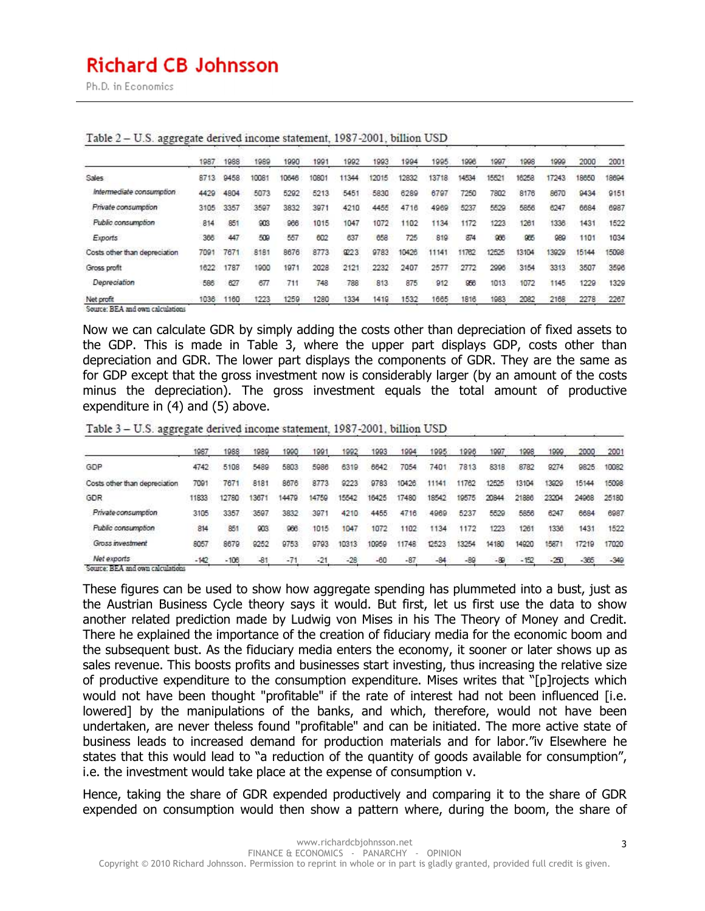Table 2 – U.S. aggregate derived income statement, 1987-2001, billion USD

| | 1987 | 1988 | 1989 | 1990 | 1991 | 1992 | 1993 | 1994 | 1995 | 1996 | 1997 | 1998 | 1999 | 2000 | 2001 |
|---|---|---|---|---|---|---|---|---|---|---|---|---|---|---|---|
| Sales | 8713 | 9458 | 10081 | 10646 | 10801 | 11344 | 12015 | 12832 | 13718 | 14534 | 15521 | 16258 | 17243 | 18650 | 18694 |
| *Intermediate consumption* | 4429 | 4804 | 5073 | 5292 | 5213 | 5451 | 5830 | 6289 | 6797 | 7250 | 7802 | 8176 | 8670 | 9434 | 9151 |
| *Private consumption* | 3105 | 3357 | 3597 | 3832 | 3971 | 4210 | 4455 | 4716 | 4969 | 5237 | 5529 | 5856 | 6247 | 6684 | 6987 |
| *Public consumption* | 814 | 851 | 903 | 966 | 1015 | 1047 | 1072 | 1102 | 1134 | 1172 | 1223 | 1261 | 1336 | 1431 | 1522 |
| *Exports* | 366 | 447 | 509 | 557 | 602 | 637 | 658 | 725 | 819 | 874 | 966 | 965 | 989 | 1101 | 1034 |
| Costs other than depreciation | 7091 | 7671 | 8181 | 8676 | 8773 | 9223 | 9783 | 10426 | 11141 | 11762 | 12525 | 13104 | 13929 | 15144 | 15098 |
| Gross profit | 1622 | 1787 | 1900 | 1971 | 2028 | 2121 | 2232 | 2407 | 2577 | 2772 | 2996 | 3154 | 3313 | 3507 | 3596 |
| *Depreciation* | 586 | 627 | 677 | 711 | 748 | 788 | 813 | 875 | 912 | 956 | 1013 | 1072 | 1145 | 1229 | 1329 |
| Net profit | 1036 | 1160 | 1223 | 1259 | 1280 | 1334 | 1419 | 1532 | 1665 | 1816 | 1983 | 2082 | 2168 | 2278 | 2267 |

Source: BEA and own calculations

Now we can calculate GDR by simply adding the costs other than depreciation of fixed assets to the GDP. This is made in Table 3, where the upper part displays GDP, costs other than depreciation and GDR. The lower part displays the components of GDR. They are the same as for GDP except that the gross investment now is considerably larger (by an amount of the costs minus the depreciation). The gross investment equals the total amount of productive expenditure in (4) and (5) above.

Table 3 – U.S. aggregate derived income statement, 1987-2001, billion USD

| | 1987 | 1988 | 1989 | 1990 | 1991 | 1992 | 1993 | 1994 | 1995 | 1996 | 1997 | 1998 | 1999 | 2000 | 2001 |
|---|---|---|---|---|---|---|---|---|---|---|---|---|---|---|---|
| GDP | 4742 | 5108 | 5489 | 5803 | 5986 | 6319 | 6642 | 7054 | 7401 | 7813 | 8318 | 8782 | 9274 | 9825 | 10082 |
| Costs other than depreciation | 7091 | 7671 | 8181 | 8676 | 8773 | 9223 | 9783 | 10426 | 11141 | 11762 | 12525 | 13104 | 13929 | 15144 | 15098 |
| GDR | 11833 | 12780 | 13671 | 14479 | 14759 | 15542 | 16425 | 17480 | 18542 | 19575 | 20844 | 21886 | 23204 | 24968 | 25180 |
| *Private consumption* | 3105 | 3357 | 3597 | 3832 | 3971 | 4210 | 4455 | 4716 | 4969 | 5237 | 5529 | 5856 | 6247 | 6684 | 6987 |
| *Public consumption* | 814 | 851 | 903 | 966 | 1015 | 1047 | 1072 | 1102 | 1134 | 1172 | 1223 | 1261 | 1336 | 1431 | 1522 |
| *Gross investment* | 8057 | 8679 | 9252 | 9753 | 9793 | 10313 | 10959 | 11748 | 12523 | 13254 | 14180 | 14920 | 15871 | 17219 | 17020 |
| *Net exports* | -142 | -106 | -81 | -71 | -21 | -28 | -60 | -87 | -84 | -89 | -89 | -152 | -250 | -365 | -349 |

Source: BEA and own calculations

These figures can be used to show how aggregate spending has plummeted into a bust, just as the Austrian Business Cycle theory says it would. But first, let us first use the data to show another related prediction made by Ludwig von Mises in his The Theory of Money and Credit. There he explained the importance of the creation of fiduciary media for the economic boom and the subsequent bust. As the fiduciary media enters the economy, it sooner or later shows up as sales revenue. This boosts profits and businesses start investing, thus increasing the relative size of productive expenditure to the consumption expenditure. Mises writes that "[p]rojects which would not have been thought "profitable" if the rate of interest had not been influenced [i.e. lowered] by the manipulations of the banks, and which, therefore, would not have been undertaken, are never theless found "profitable" and can be initiated. The more active state of business leads to increased demand for production materials and for labor."iv Elsewhere he states that this would lead to "a reduction of the quantity of goods available for consumption", i.e. the investment would take place at the expense of consumption v.

Hence, taking the share of GDR expended productively and comparing it to the share of GDR expended on consumption would then show a pattern where, during the boom, the share of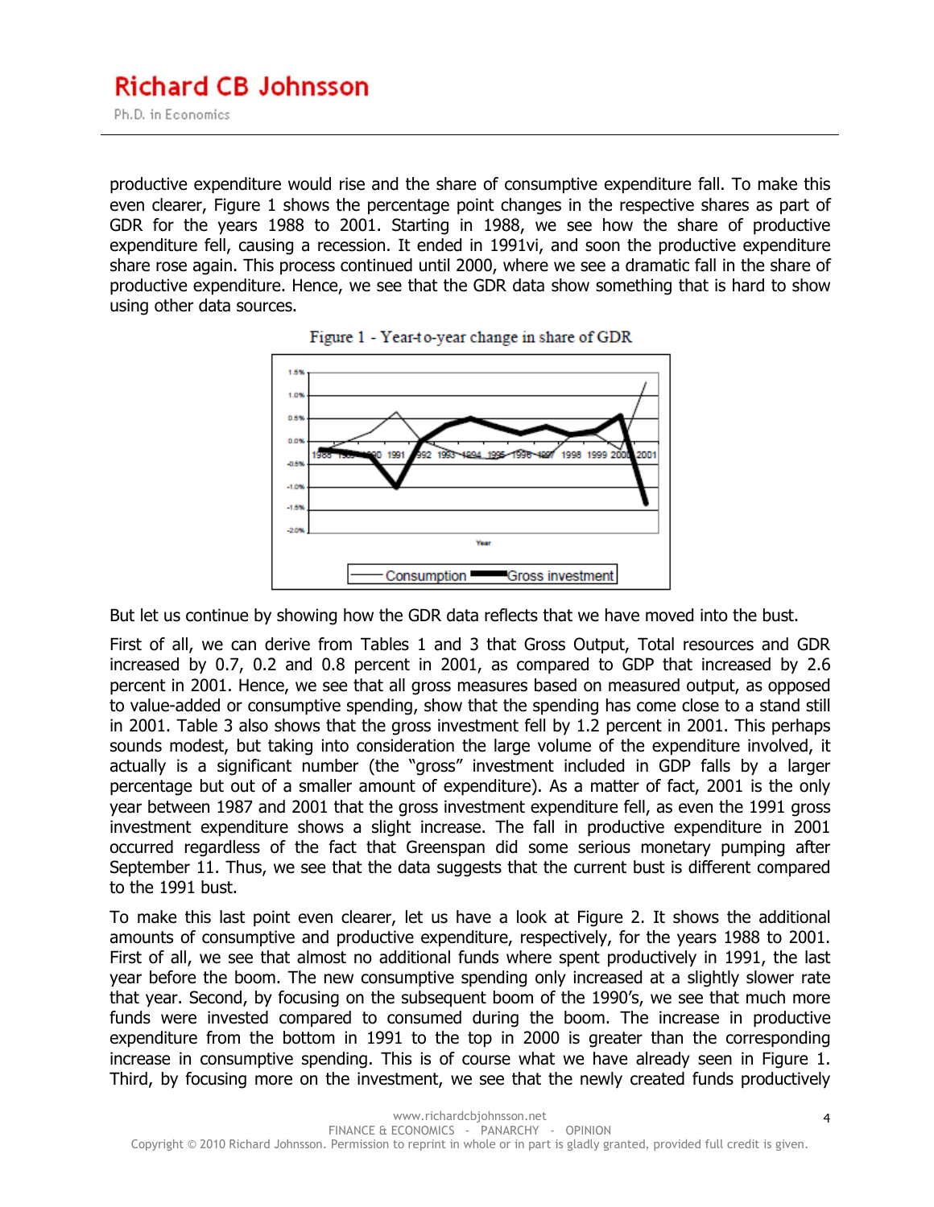productive expenditure would rise and the share of consumptive expenditure fall. To make this even clearer, Figure 1 shows the percentage point changes in the respective shares as part of GDR for the years 1988 to 2001. Starting in 1988, we see how the share of productive expenditure fell, causing a recession. It ended in 1991vi, and soon the productive expenditure share rose again. This process continued until 2000, where we see a dramatic fall in the share of productive expenditure. Hence, we see that the GDR data show something that is hard to show using other data sources.

Figure 1 - Year-to-year change in share of GDR

But let us continue by showing how the GDR data reflects that we have moved into the bust.

First of all, we can derive from Tables 1 and 3 that Gross Output, Total resources and GDR increased by 0.7, 0.2 and 0.8 percent in 2001, as compared to GDP that increased by 2.6 percent in 2001. Hence, we see that all gross measures based on measured output, as opposed to value-added or consumptive spending, show that the spending has come close to a stand still in 2001. Table 3 also shows that the gross investment fell by 1.2 percent in 2001. This perhaps sounds modest, but taking into consideration the large volume of the expenditure involved, it actually is a significant number (the "gross" investment included in GDP falls by a larger percentage but out of a smaller amount of expenditure). As a matter of fact, 2001 is the only year between 1987 and 2001 that the gross investment expenditure fell, as even the 1991 gross investment expenditure shows a slight increase. The fall in productive expenditure in 2001 occurred regardless of the fact that Greenspan did some serious monetary pumping after September 11. Thus, we see that the data suggests that the current bust is different compared to the 1991 bust.

To make this last point even clearer, let us have a look at Figure 2. It shows the additional amounts of consumptive and productive expenditure, respectively, for the years 1988 to 2001. First of all, we see that almost no additional funds where spent productively in 1991, the last year before the boom. The new consumptive spending only increased at a slightly slower rate that year. Second, by focusing on the subsequent boom of the 1990's, we see that much more funds were invested compared to consumed during the boom. The increase in productive expenditure from the bottom in 1991 to the top in 2000 is greater than the corresponding increase in consumptive spending. This is of course what we have already seen in Figure 1. Third, by focusing more on the investment, we see that the newly created funds productively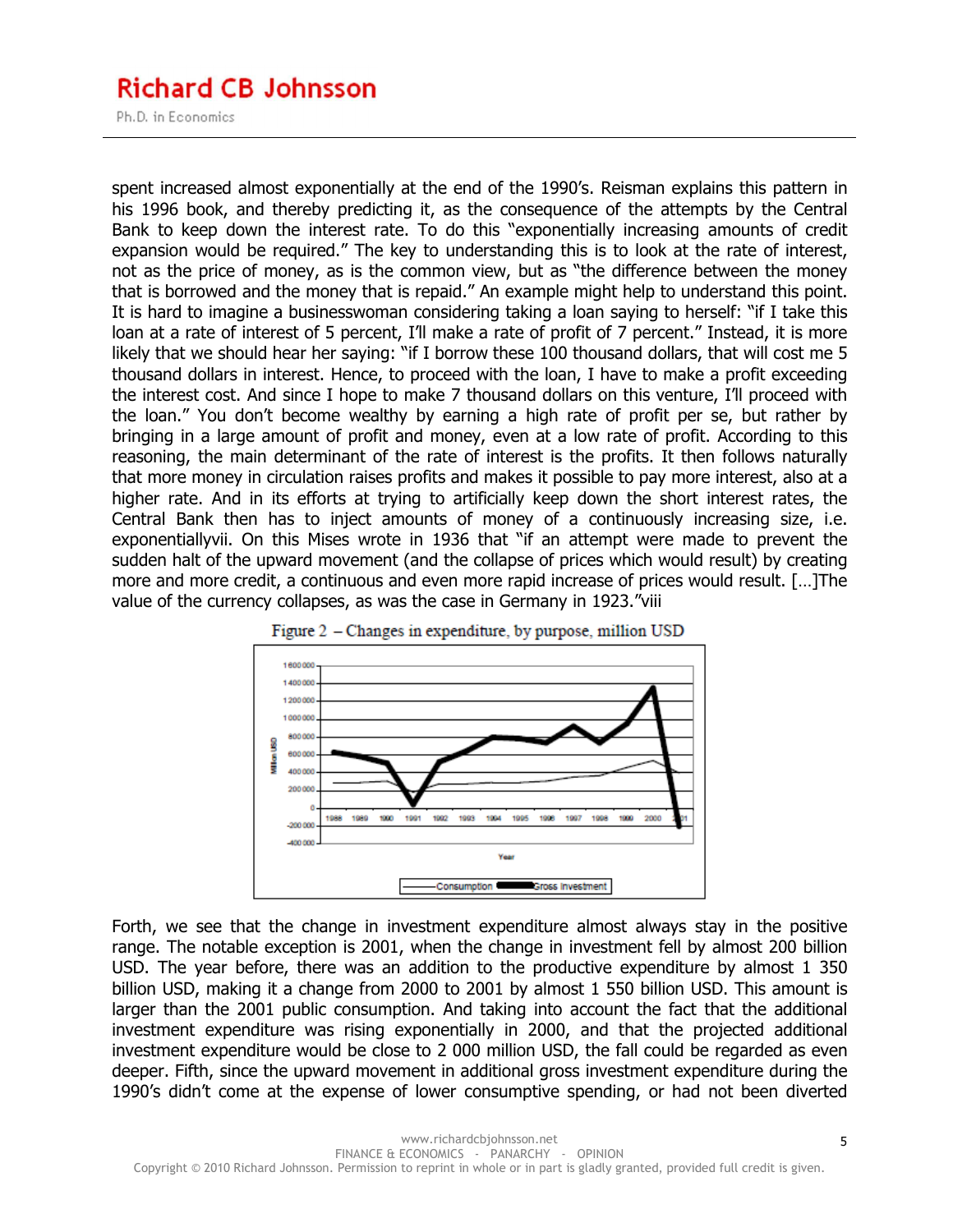spent increased almost exponentially at the end of the 1990's. Reisman explains this pattern in his 1996 book, and thereby predicting it, as the consequence of the attempts by the Central Bank to keep down the interest rate. To do this "exponentially increasing amounts of credit expansion would be required." The key to understanding this is to look at the rate of interest, not as the price of money, as is the common view, but as "the difference between the money that is borrowed and the money that is repaid." An example might help to understand this point. It is hard to imagine a businesswoman considering taking a loan saying to herself: "if I take this loan at a rate of interest of 5 percent, I'll make a rate of profit of 7 percent." Instead, it is more likely that we should hear her saying: "if I borrow these 100 thousand dollars, that will cost me 5 thousand dollars in interest. Hence, to proceed with the loan, I have to make a profit exceeding the interest cost. And since I hope to make 7 thousand dollars on this venture, I'll proceed with the loan." You don't become wealthy by earning a high rate of profit per se, but rather by bringing in a large amount of profit and money, even at a low rate of profit. According to this reasoning, the main determinant of the rate of interest is the profits. It then follows naturally that more money in circulation raises profits and makes it possible to pay more interest, also at a higher rate. And in its efforts at trying to artificially keep down the short interest rates, the Central Bank then has to inject amounts of money of a continuously increasing size, i.e. exponentially[vii]. On this Mises wrote in 1936 that "if an attempt were made to prevent the sudden halt of the upward movement (and the collapse of prices which would result) by creating more and more credit, a continuous and even more rapid increase of prices would result. […]The value of the currency collapses, as was the case in Germany in 1923."[viii]

Figure 2 – Changes in expenditure, by purpose, million USD

Forth, we see that the change in investment expenditure almost always stay in the positive range. The notable exception is 2001, when the change in investment fell by almost 200 billion USD. The year before, there was an addition to the productive expenditure by almost 1 350 billion USD, making it a change from 2000 to 2001 by almost 1 550 billion USD. This amount is larger than the 2001 public consumption. And taking into account the fact that the additional investment expenditure was rising exponentially in 2000, and that the projected additional investment expenditure would be close to 2 000 million USD, the fall could be regarded as even deeper. Fifth, since the upward movement in additional gross investment expenditure during the 1990's didn't come at the expense of lower consumptive spending, or had not been diverted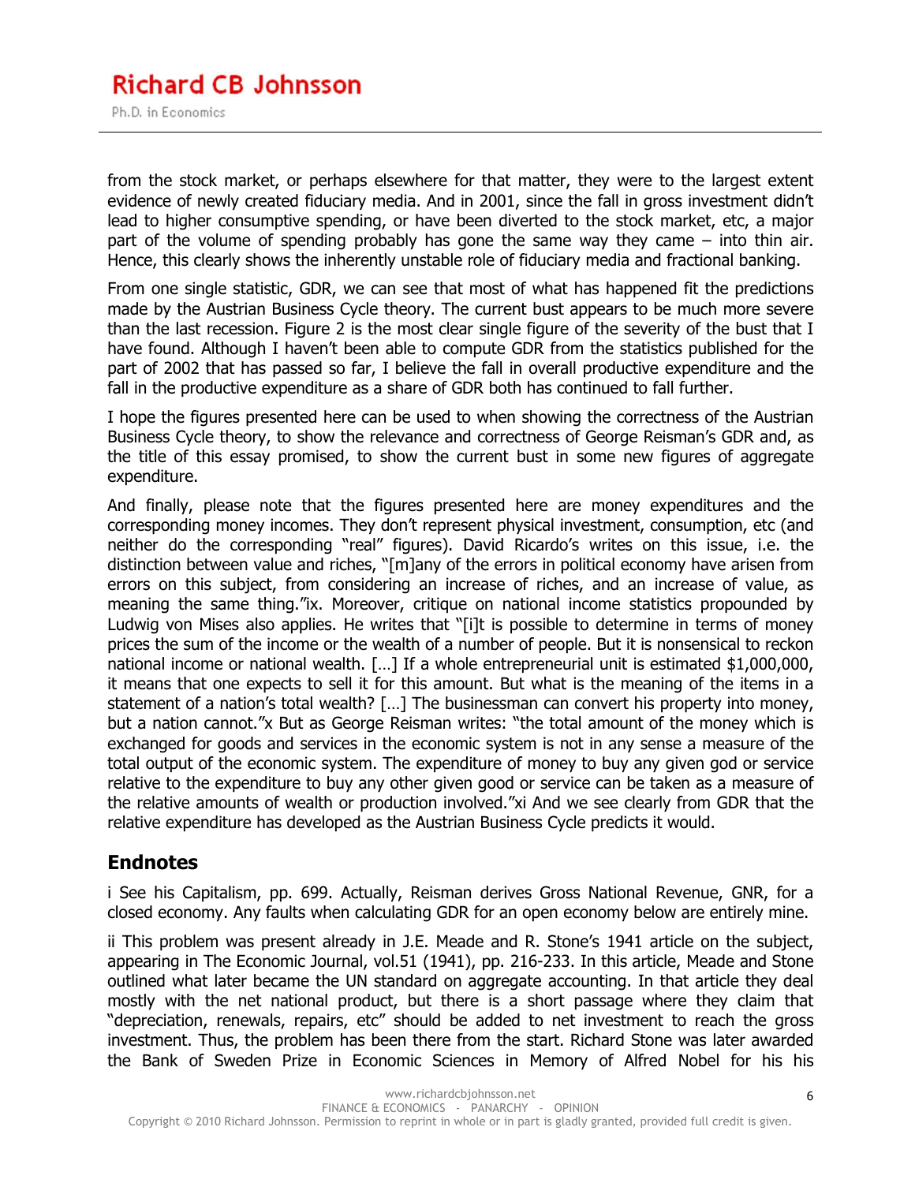from the stock market, or perhaps elsewhere for that matter, they were to the largest extent evidence of newly created fiduciary media. And in 2001, since the fall in gross investment didn't lead to higher consumptive spending, or have been diverted to the stock market, etc, a major part of the volume of spending probably has gone the same way they came – into thin air. Hence, this clearly shows the inherently unstable role of fiduciary media and fractional banking.

From one single statistic, GDR, we can see that most of what has happened fit the predictions made by the Austrian Business Cycle theory. The current bust appears to be much more severe than the last recession. Figure 2 is the most clear single figure of the severity of the bust that I have found. Although I haven't been able to compute GDR from the statistics published for the part of 2002 that has passed so far, I believe the fall in overall productive expenditure and the fall in the productive expenditure as a share of GDR both has continued to fall further.

I hope the figures presented here can be used to when showing the correctness of the Austrian Business Cycle theory, to show the relevance and correctness of George Reisman's GDR and, as the title of this essay promised, to show the current bust in some new figures of aggregate expenditure.

And finally, please note that the figures presented here are money expenditures and the corresponding money incomes. They don't represent physical investment, consumption, etc (and neither do the corresponding "real" figures). David Ricardo's writes on this issue, i.e. the distinction between value and riches, "[m]any of the errors in political economy have arisen from errors on this subject, from considering an increase of riches, and an increase of value, as meaning the same thing."ix. Moreover, critique on national income statistics propounded by Ludwig von Mises also applies. He writes that "[i]t is possible to determine in terms of money prices the sum of the income or the wealth of a number of people. But it is nonsensical to reckon national income or national wealth. […] If a whole entrepreneurial unit is estimated $1,000,000, it means that one expects to sell it for this amount. But what is the meaning of the items in a statement of a nation's total wealth? […] The businessman can convert his property into money, but a nation cannot."x But as George Reisman writes: "the total amount of the money which is exchanged for goods and services in the economic system is not in any sense a measure of the total output of the economic system. The expenditure of money to buy any given god or service relative to the expenditure to buy any other given good or service can be taken as a measure of the relative amounts of wealth or production involved."xi And we see clearly from GDR that the relative expenditure has developed as the Austrian Business Cycle predicts it would.

## Endnotes

i See his Capitalism, pp. 699. Actually, Reisman derives Gross National Revenue, GNR, for a closed economy. Any faults when calculating GDR for an open economy below are entirely mine.

ii This problem was present already in J.E. Meade and R. Stone's 1941 article on the subject, appearing in The Economic Journal, vol.51 (1941), pp. 216-233. In this article, Meade and Stone outlined what later became the UN standard on aggregate accounting. In that article they deal mostly with the net national product, but there is a short passage where they claim that "depreciation, renewals, repairs, etc" should be added to net investment to reach the gross investment. Thus, the problem has been there from the start. Richard Stone was later awarded the Bank of Sweden Prize in Economic Sciences in Memory of Alfred Nobel for his his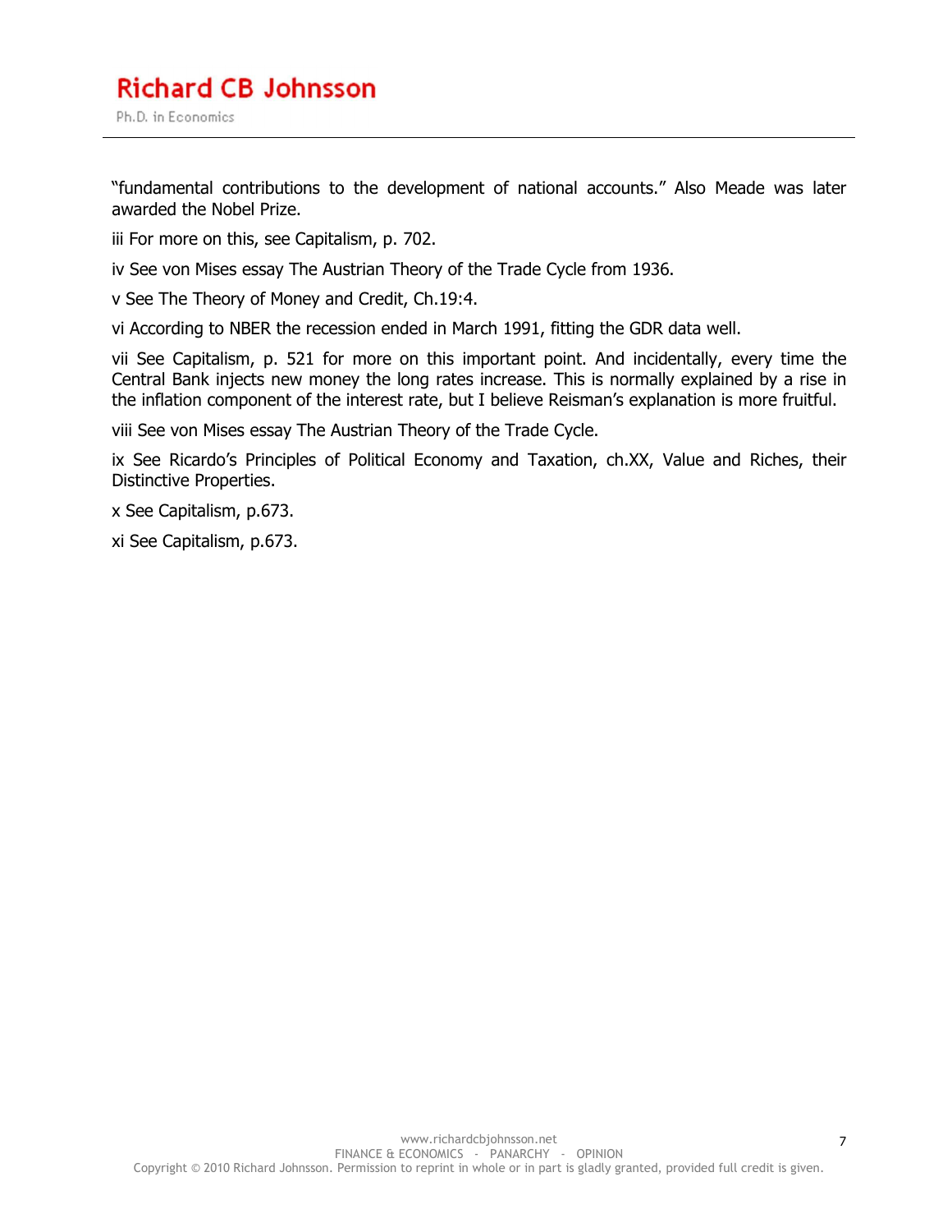"fundamental contributions to the development of national accounts." Also Meade was later awarded the Nobel Prize.

iii For more on this, see Capitalism, p. 702.

iv See von Mises essay The Austrian Theory of the Trade Cycle from 1936.

v See The Theory of Money and Credit, Ch.19:4.

vi According to NBER the recession ended in March 1991, fitting the GDR data well.

vii See Capitalism, p. 521 for more on this important point. And incidentally, every time the Central Bank injects new money the long rates increase. This is normally explained by a rise in the inflation component of the interest rate, but I believe Reisman's explanation is more fruitful.

viii See von Mises essay The Austrian Theory of the Trade Cycle.

ix See Ricardo's Principles of Political Economy and Taxation, ch.XX, Value and Riches, their Distinctive Properties.

x See Capitalism, p.673.

xi See Capitalism, p.673.